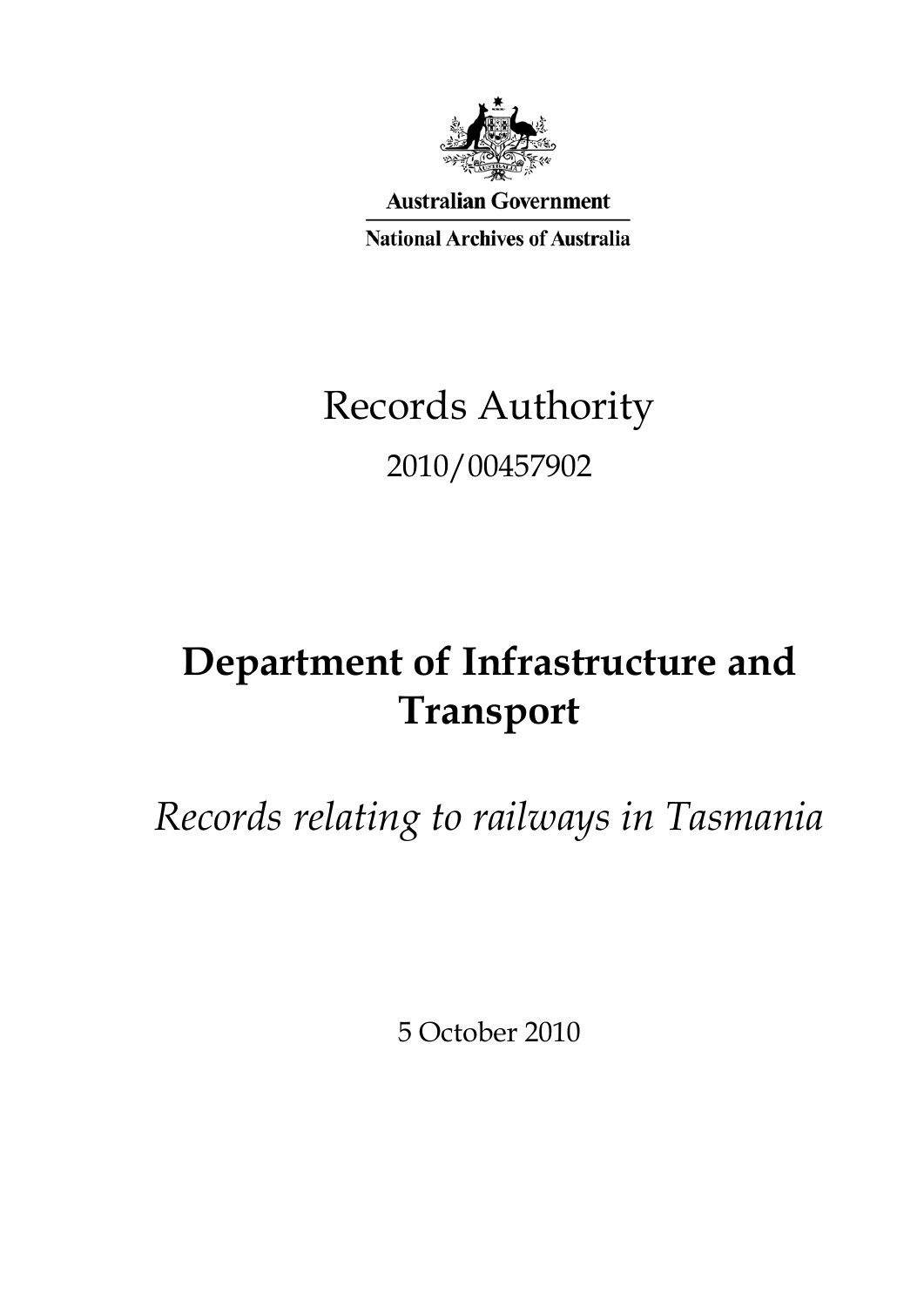Australian Government

National Archives of Australia

# Records Authority

2010/00457902

# Department of Infrastructure and Transport

*Records relating to railways in Tasmania*

5 October 2010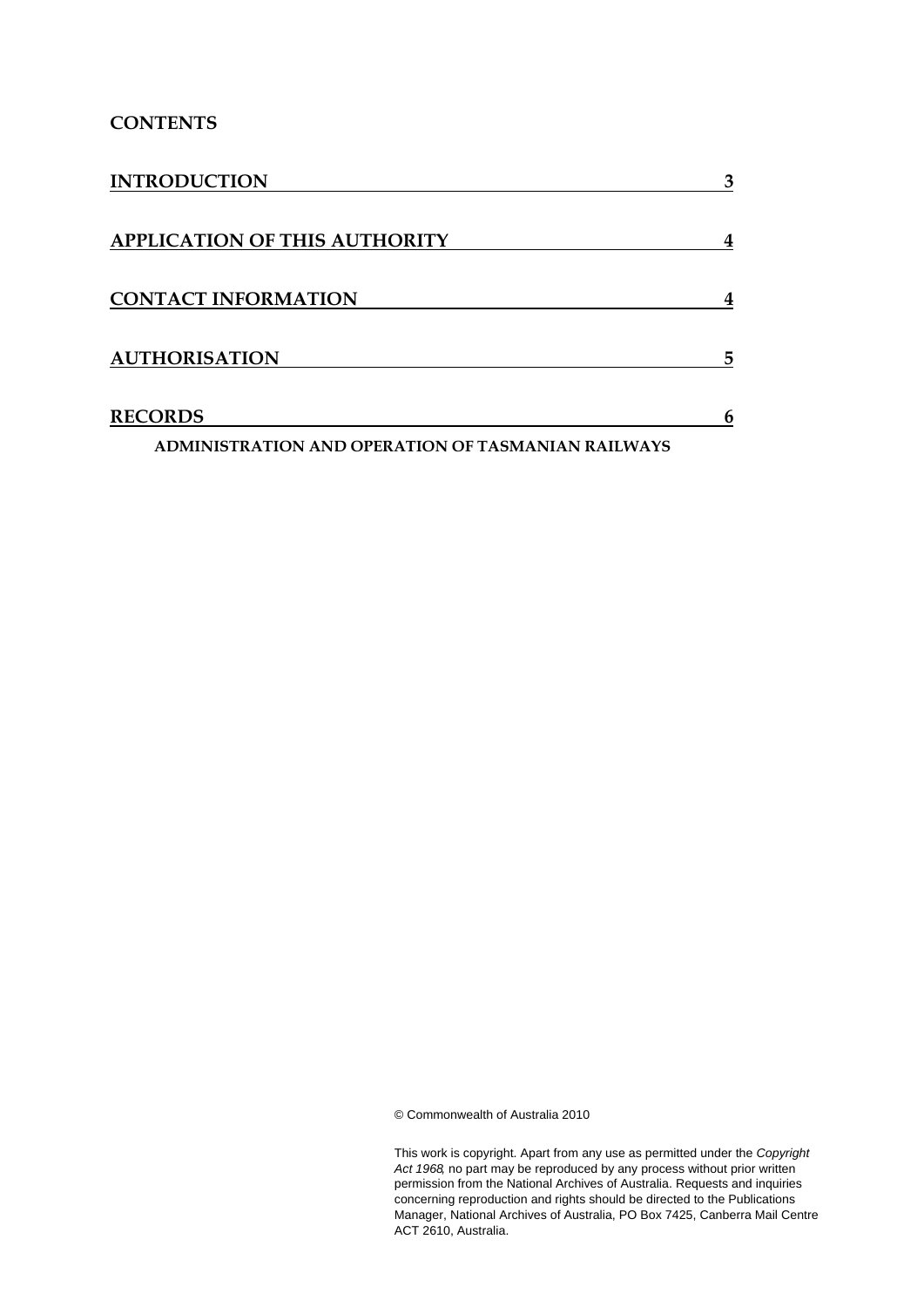**CONTENTS**

| | |
|---|---|
| **INTRODUCTION** | **3** |
| **APPLICATION OF THIS AUTHORITY** | **4** |
| **CONTACT INFORMATION** | **4** |
| **AUTHORISATION** | **5** |
| **RECORDS** | **6** |

**ADMINISTRATION AND OPERATION OF TASMANIAN RAILWAYS**

© Commonwealth of Australia 2010

This work is copyright. Apart from any use as permitted under the *Copyright Act 1968*, no part may be reproduced by any process without prior written permission from the National Archives of Australia. Requests and inquiries concerning reproduction and rights should be directed to the Publications Manager, National Archives of Australia, PO Box 7425, Canberra Mail Centre ACT 2610, Australia.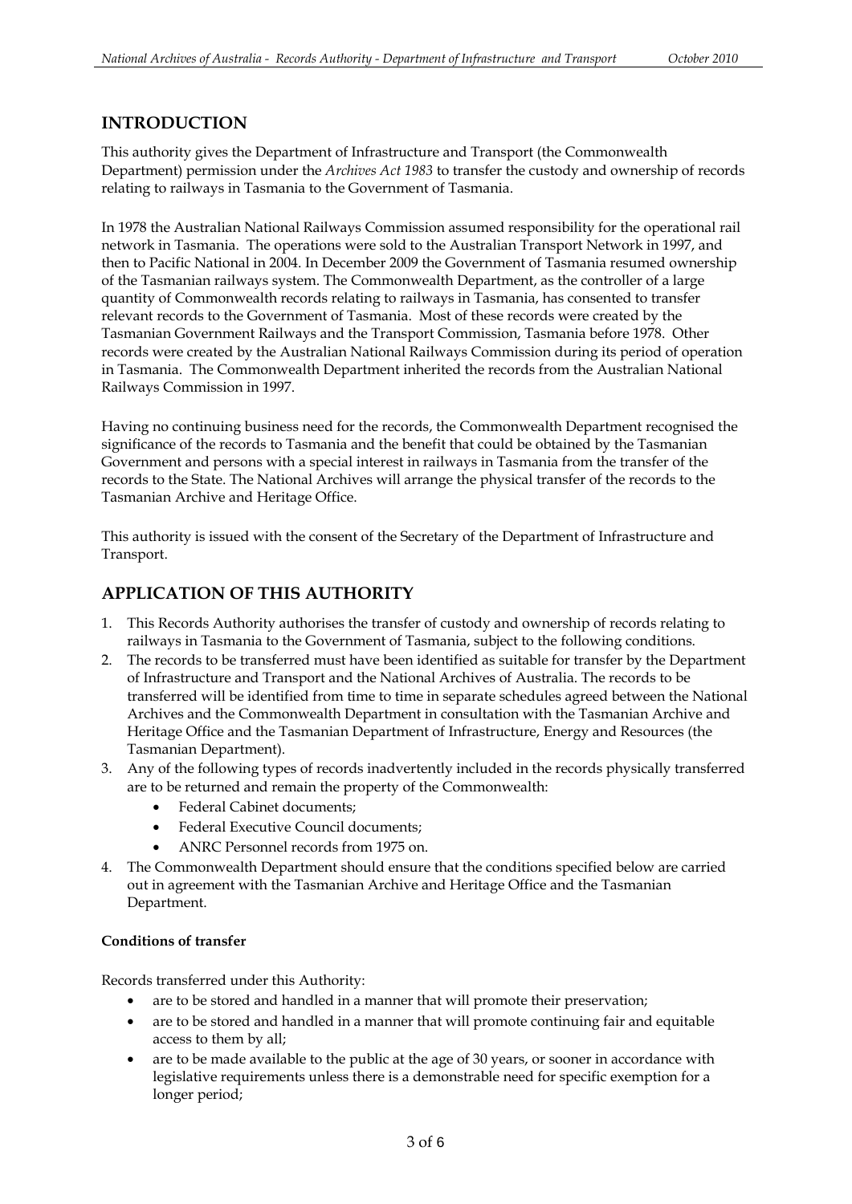## INTRODUCTION

This authority gives the Department of Infrastructure and Transport (the Commonwealth Department) permission under the *Archives Act 1983* to transfer the custody and ownership of records relating to railways in Tasmania to the Government of Tasmania.

In 1978 the Australian National Railways Commission assumed responsibility for the operational rail network in Tasmania. The operations were sold to the Australian Transport Network in 1997, and then to Pacific National in 2004. In December 2009 the Government of Tasmania resumed ownership of the Tasmanian railways system. The Commonwealth Department, as the controller of a large quantity of Commonwealth records relating to railways in Tasmania, has consented to transfer relevant records to the Government of Tasmania. Most of these records were created by the Tasmanian Government Railways and the Transport Commission, Tasmania before 1978. Other records were created by the Australian National Railways Commission during its period of operation in Tasmania. The Commonwealth Department inherited the records from the Australian National Railways Commission in 1997.

Having no continuing business need for the records, the Commonwealth Department recognised the significance of the records to Tasmania and the benefit that could be obtained by the Tasmanian Government and persons with a special interest in railways in Tasmania from the transfer of the records to the State. The National Archives will arrange the physical transfer of the records to the Tasmanian Archive and Heritage Office.

This authority is issued with the consent of the Secretary of the Department of Infrastructure and Transport.

## APPLICATION OF THIS AUTHORITY

1. This Records Authority authorises the transfer of custody and ownership of records relating to railways in Tasmania to the Government of Tasmania, subject to the following conditions.
2. The records to be transferred must have been identified as suitable for transfer by the Department of Infrastructure and Transport and the National Archives of Australia. The records to be transferred will be identified from time to time in separate schedules agreed between the National Archives and the Commonwealth Department in consultation with the Tasmanian Archive and Heritage Office and the Tasmanian Department of Infrastructure, Energy and Resources (the Tasmanian Department).
3. Any of the following types of records inadvertently included in the records physically transferred are to be returned and remain the property of the Commonwealth:
   - Federal Cabinet documents;
   - Federal Executive Council documents;
   - ANRC Personnel records from 1975 on.
4. The Commonwealth Department should ensure that the conditions specified below are carried out in agreement with the Tasmanian Archive and Heritage Office and the Tasmanian Department.

**Conditions of transfer**

Records transferred under this Authority:

- are to be stored and handled in a manner that will promote their preservation;
- are to be stored and handled in a manner that will promote continuing fair and equitable access to them by all;
- are to be made available to the public at the age of 30 years, or sooner in accordance with legislative requirements unless there is a demonstrable need for specific exemption for a longer period;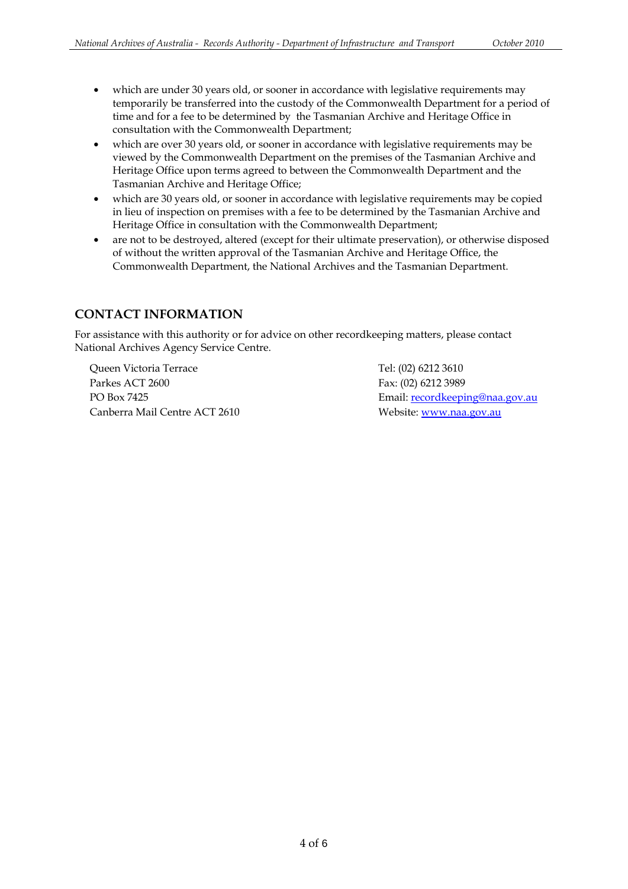- which are under 30 years old, or sooner in accordance with legislative requirements may temporarily be transferred into the custody of the Commonwealth Department for a period of time and for a fee to be determined by the Tasmanian Archive and Heritage Office in consultation with the Commonwealth Department;
- which are over 30 years old, or sooner in accordance with legislative requirements may be viewed by the Commonwealth Department on the premises of the Tasmanian Archive and Heritage Office upon terms agreed to between the Commonwealth Department and the Tasmanian Archive and Heritage Office;
- which are 30 years old, or sooner in accordance with legislative requirements may be copied in lieu of inspection on premises with a fee to be determined by the Tasmanian Archive and Heritage Office in consultation with the Commonwealth Department;
- are not to be destroyed, altered (except for their ultimate preservation), or otherwise disposed of without the written approval of the Tasmanian Archive and Heritage Office, the Commonwealth Department, the National Archives and the Tasmanian Department.

## CONTACT INFORMATION

For assistance with this authority or for advice on other recordkeeping matters, please contact National Archives Agency Service Centre.

Queen Victoria Terrace
Parkes ACT 2600
PO Box 7425
Canberra Mail Centre ACT 2610

Tel: (02) 6212 3610
Fax: (02) 6212 3989
Email: recordkeeping@naa.gov.au
Website: www.naa.gov.au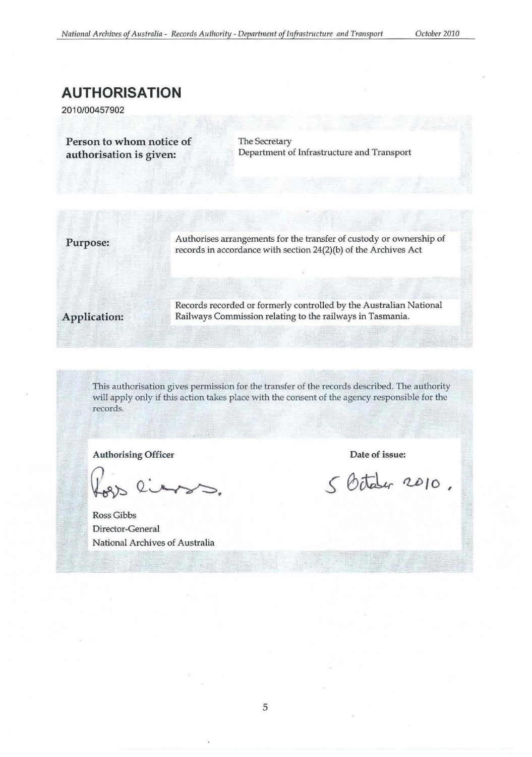# AUTHORISATION

2010/00457902

**Person to whom notice of authorisation is given:**

The Secretary
Department of Infrastructure and Transport

**Purpose:**

Authorises arrangements for the transfer of custody or ownership of records in accordance with section 24(2)(b) of the Archives Act

**Application:**

Records recorded or formerly controlled by the Australian National Railways Commission relating to the railways in Tasmania.

This authorisation gives permission for the transfer of the records described. The authority will apply only if this action takes place with the consent of the agency responsible for the records.

**Authorising Officer**

Ross Gibbs
Director-General
National Archives of Australia

**Date of issue:**

5 October 2010.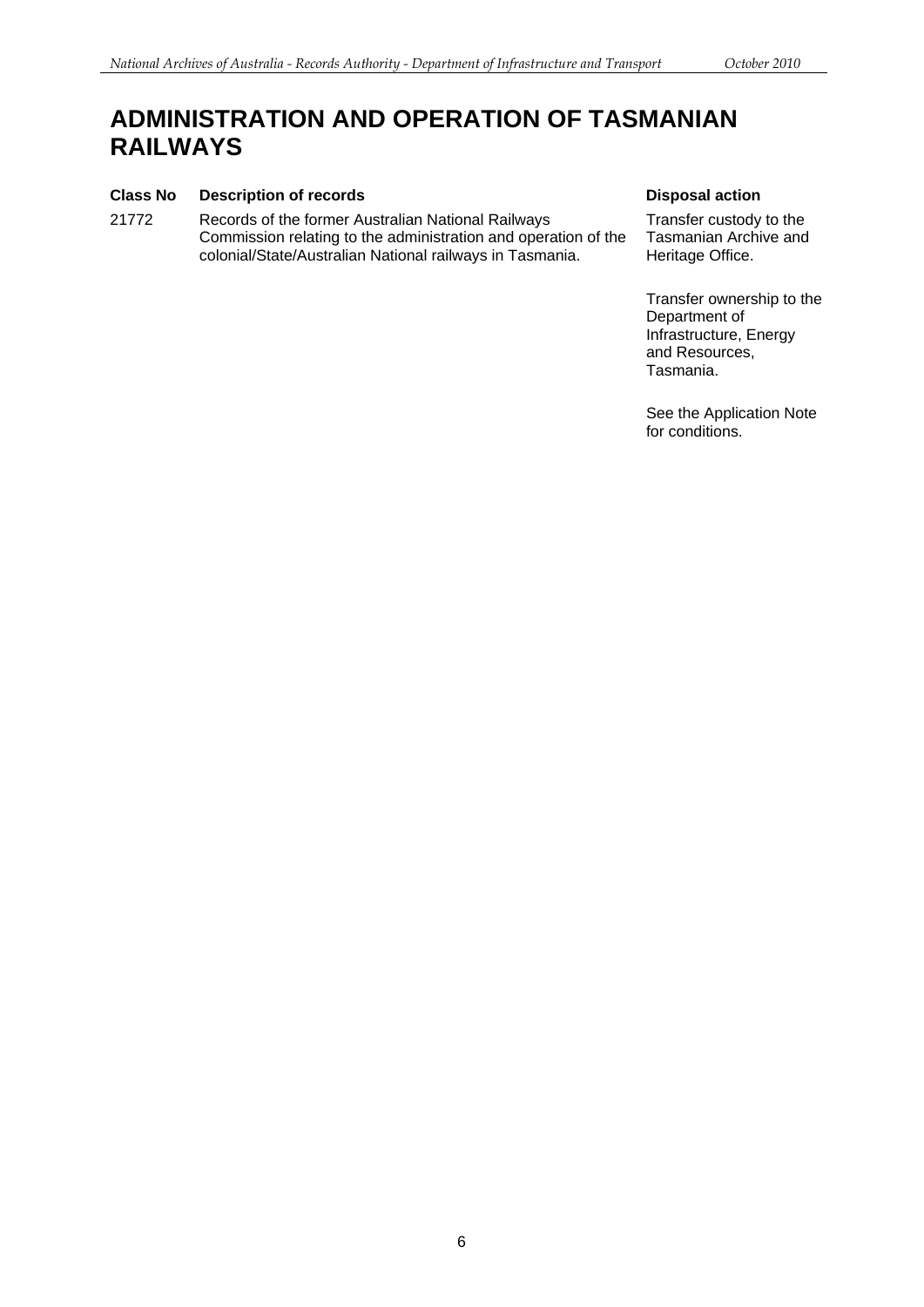# ADMINISTRATION AND OPERATION OF TASMANIAN RAILWAYS

| Class No | Description of records | Disposal action |
|---|---|---|
| 21772 | Records of the former Australian National Railways Commission relating to the administration and operation of the colonial/State/Australian National railways in Tasmania. | Transfer custody to the Tasmanian Archive and Heritage Office.<br><br>Transfer ownership to the Department of Infrastructure, Energy and Resources, Tasmania.<br><br>See the Application Note for conditions. |